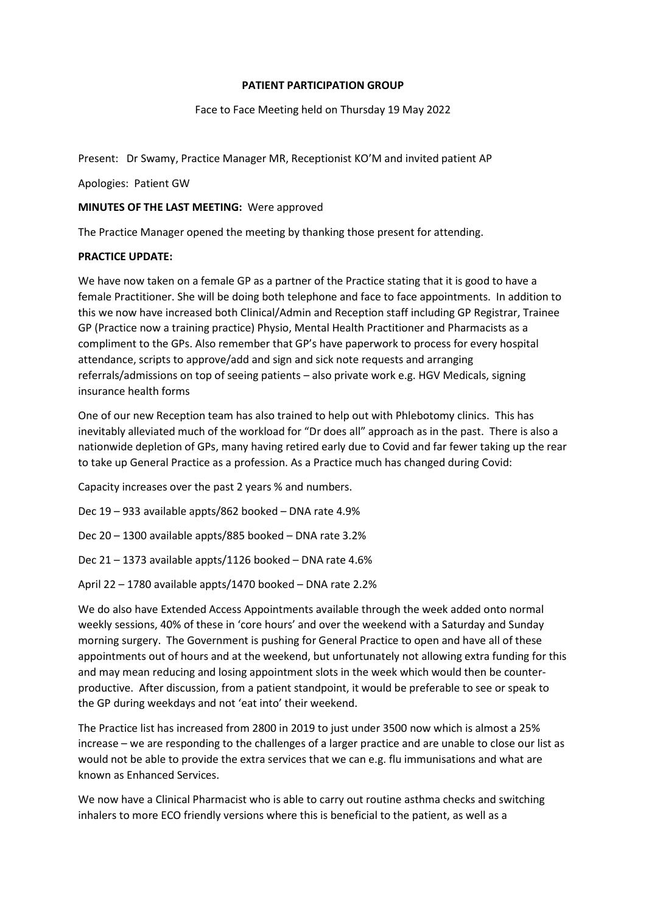**PATIENT PARTICIPATION GROUP**

Face to Face Meeting held on Thursday 19 May 2022

Present: Dr Swamy, Practice Manager MR, Receptionist KO'M and invited patient AP

Apologies: Patient GW

**MINUTES OF THE LAST MEETING:** Were approved

The Practice Manager opened the meeting by thanking those present for attending.

**PRACTICE UPDATE:**

We have now taken on a female GP as a partner of the Practice stating that it is good to have a female Practitioner. She will be doing both telephone and face to face appointments. In addition to this we now have increased both Clinical/Admin and Reception staff including GP Registrar, Trainee GP (Practice now a training practice) Physio, Mental Health Practitioner and Pharmacists as a compliment to the GPs. Also remember that GP's have paperwork to process for every hospital attendance, scripts to approve/add and sign and sick note requests and arranging referrals/admissions on top of seeing patients – also private work e.g. HGV Medicals, signing insurance health forms

One of our new Reception team has also trained to help out with Phlebotomy clinics. This has inevitably alleviated much of the workload for "Dr does all" approach as in the past. There is also a nationwide depletion of GPs, many having retired early due to Covid and far fewer taking up the rear to take up General Practice as a profession. As a Practice much has changed during Covid:

Capacity increases over the past 2 years % and numbers.

Dec 19 – 933 available appts/862 booked – DNA rate 4.9%

Dec 20 – 1300 available appts/885 booked – DNA rate 3.2%

Dec 21 – 1373 available appts/1126 booked – DNA rate 4.6%

April 22 – 1780 available appts/1470 booked – DNA rate 2.2%

We do also have Extended Access Appointments available through the week added onto normal weekly sessions, 40% of these in 'core hours' and over the weekend with a Saturday and Sunday morning surgery. The Government is pushing for General Practice to open and have all of these appointments out of hours and at the weekend, but unfortunately not allowing extra funding for this and may mean reducing and losing appointment slots in the week which would then be counter-productive. After discussion, from a patient standpoint, it would be preferable to see or speak to the GP during weekdays and not 'eat into' their weekend.

The Practice list has increased from 2800 in 2019 to just under 3500 now which is almost a 25% increase – we are responding to the challenges of a larger practice and are unable to close our list as would not be able to provide the extra services that we can e.g. flu immunisations and what are known as Enhanced Services.

We now have a Clinical Pharmacist who is able to carry out routine asthma checks and switching inhalers to more ECO friendly versions where this is beneficial to the patient, as well as a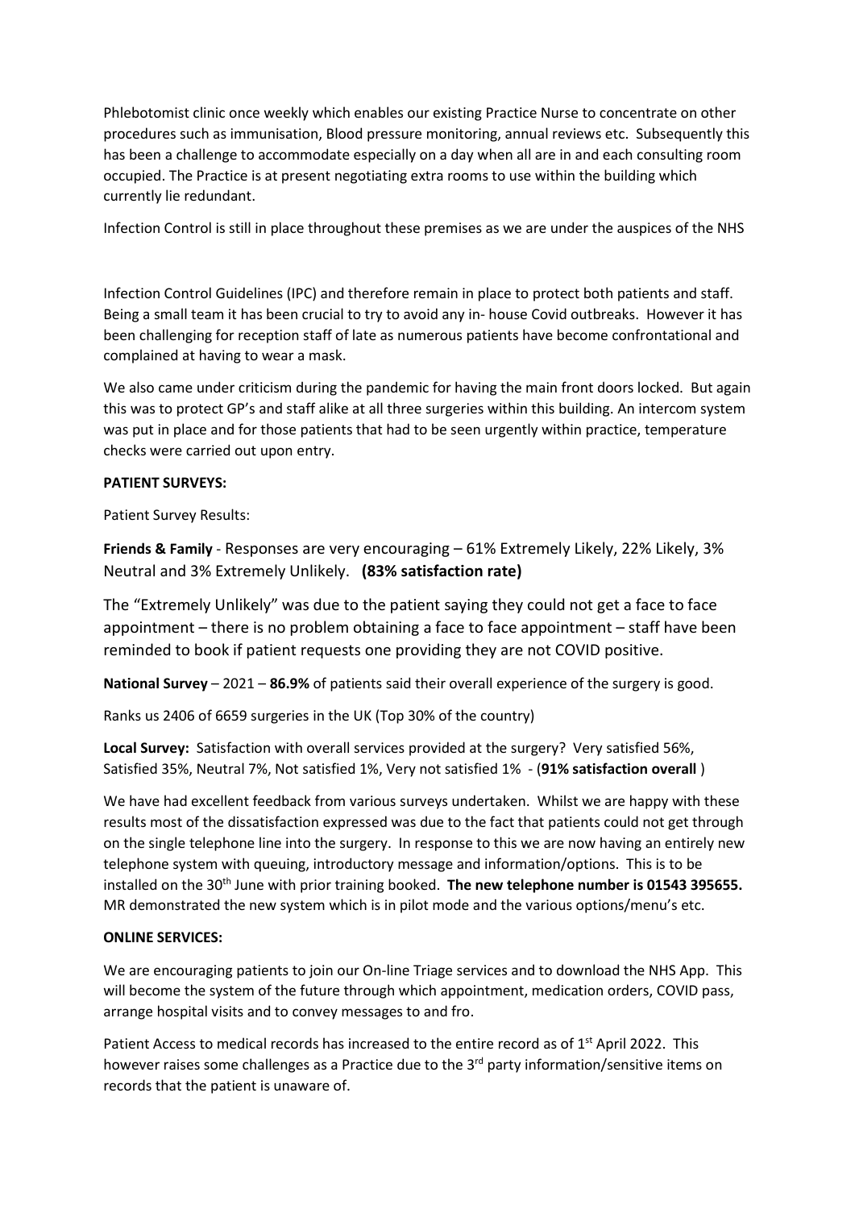Phlebotomist clinic once weekly which enables our existing Practice Nurse to concentrate on other procedures such as immunisation, Blood pressure monitoring, annual reviews etc. Subsequently this has been a challenge to accommodate especially on a day when all are in and each consulting room occupied. The Practice is at present negotiating extra rooms to use within the building which currently lie redundant.

Infection Control is still in place throughout these premises as we are under the auspices of the NHS

Infection Control Guidelines (IPC) and therefore remain in place to protect both patients and staff. Being a small team it has been crucial to try to avoid any in- house Covid outbreaks. However it has been challenging for reception staff of late as numerous patients have become confrontational and complained at having to wear a mask.

We also came under criticism during the pandemic for having the main front doors locked. But again this was to protect GP's and staff alike at all three surgeries within this building. An intercom system was put in place and for those patients that had to be seen urgently within practice, temperature checks were carried out upon entry.

**PATIENT SURVEYS:**

Patient Survey Results:

**Friends & Family** - Responses are very encouraging – 61% Extremely Likely, 22% Likely, 3% Neutral and 3% Extremely Unlikely. **(83% satisfaction rate)**

The "Extremely Unlikely" was due to the patient saying they could not get a face to face appointment – there is no problem obtaining a face to face appointment – staff have been reminded to book if patient requests one providing they are not COVID positive.

**National Survey** – 2021 – **86.9%** of patients said their overall experience of the surgery is good.

Ranks us 2406 of 6659 surgeries in the UK (Top 30% of the country)

**Local Survey:** Satisfaction with overall services provided at the surgery? Very satisfied 56%, Satisfied 35%, Neutral 7%, Not satisfied 1%, Very not satisfied 1% - (**91% satisfaction overall** )

We have had excellent feedback from various surveys undertaken. Whilst we are happy with these results most of the dissatisfaction expressed was due to the fact that patients could not get through on the single telephone line into the surgery. In response to this we are now having an entirely new telephone system with queuing, introductory message and information/options. This is to be installed on the 30th June with prior training booked. **The new telephone number is 01543 395655.** MR demonstrated the new system which is in pilot mode and the various options/menu's etc.

**ONLINE SERVICES:**

We are encouraging patients to join our On-line Triage services and to download the NHS App. This will become the system of the future through which appointment, medication orders, COVID pass, arrange hospital visits and to convey messages to and fro.

Patient Access to medical records has increased to the entire record as of 1st April 2022. This however raises some challenges as a Practice due to the 3rd party information/sensitive items on records that the patient is unaware of.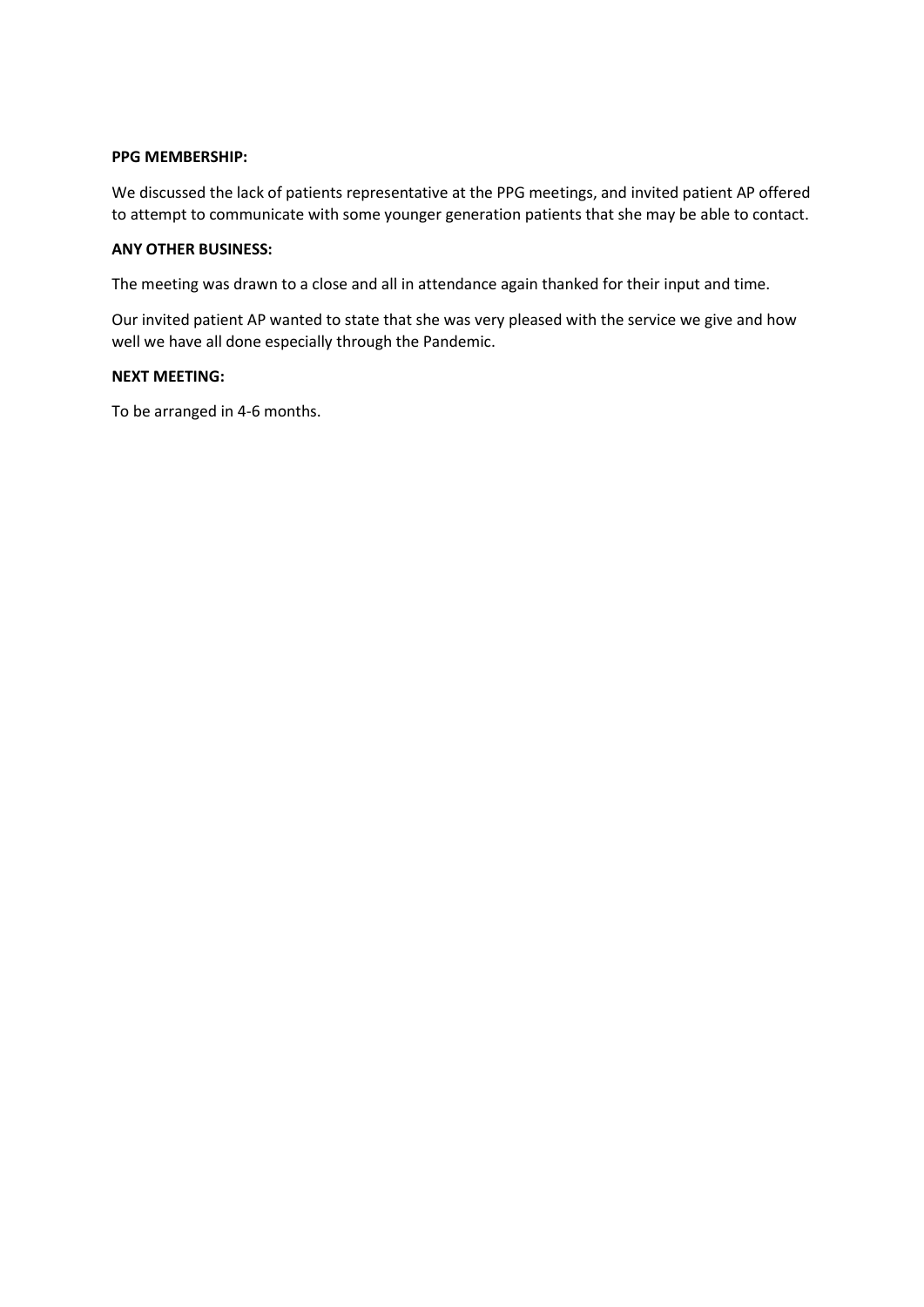**PPG MEMBERSHIP:**

We discussed the lack of patients representative at the PPG meetings, and invited patient AP offered to attempt to communicate with some younger generation patients that she may be able to contact.

**ANY OTHER BUSINESS:**

The meeting was drawn to a close and all in attendance again thanked for their input and time.

Our invited patient AP wanted to state that she was very pleased with the service we give and how well we have all done especially through the Pandemic.

**NEXT MEETING:**

To be arranged in 4-6 months.